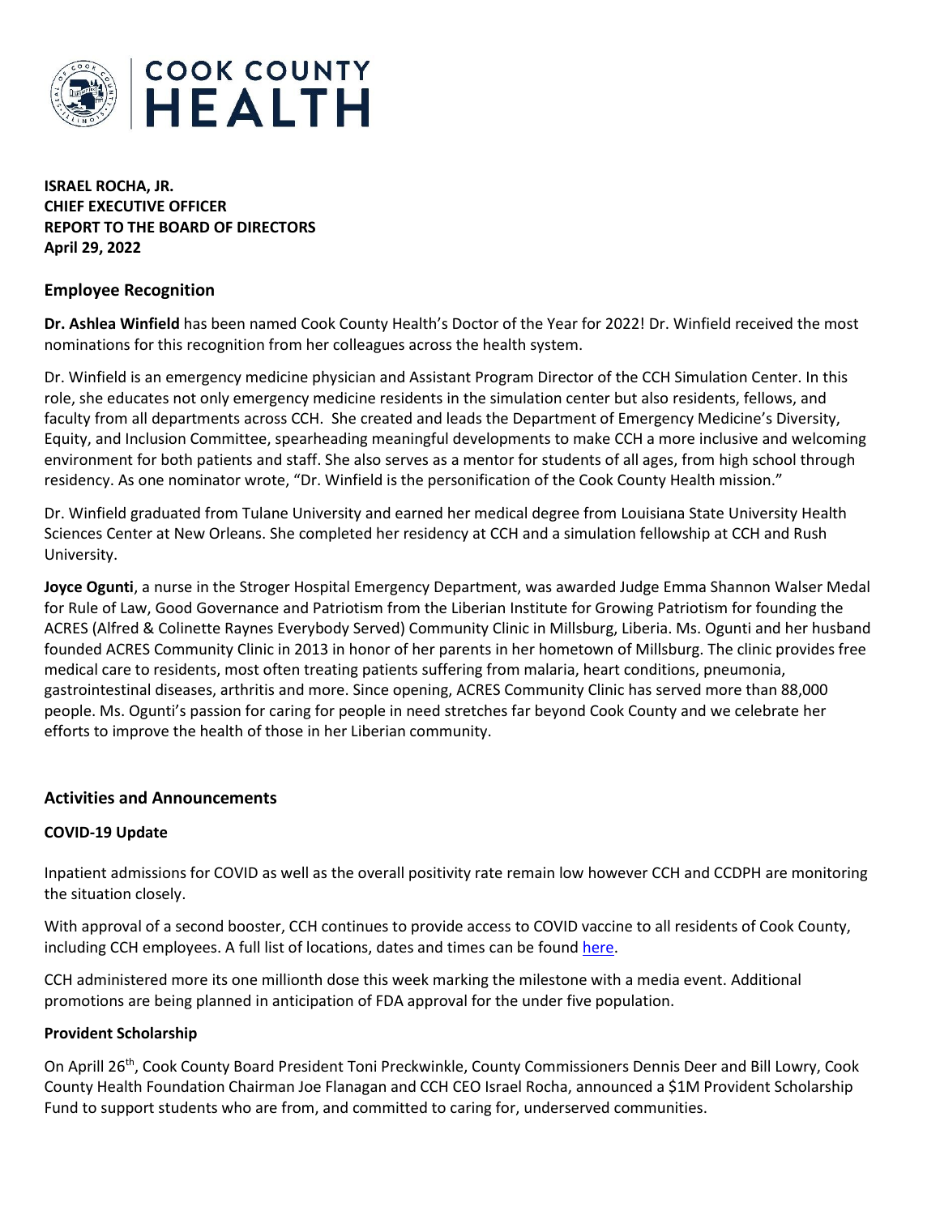**ISRAEL ROCHA, JR.**
**CHIEF EXECUTIVE OFFICER**
**REPORT TO THE BOARD OF DIRECTORS**
**April 29, 2022**

## Employee Recognition

**Dr. Ashlea Winfield** has been named Cook County Health's Doctor of the Year for 2022! Dr. Winfield received the most nominations for this recognition from her colleagues across the health system.

Dr. Winfield is an emergency medicine physician and Assistant Program Director of the CCH Simulation Center. In this role, she educates not only emergency medicine residents in the simulation center but also residents, fellows, and faculty from all departments across CCH. She created and leads the Department of Emergency Medicine's Diversity, Equity, and Inclusion Committee, spearheading meaningful developments to make CCH a more inclusive and welcoming environment for both patients and staff. She also serves as a mentor for students of all ages, from high school through residency. As one nominator wrote, "Dr. Winfield is the personification of the Cook County Health mission."

Dr. Winfield graduated from Tulane University and earned her medical degree from Louisiana State University Health Sciences Center at New Orleans. She completed her residency at CCH and a simulation fellowship at CCH and Rush University.

**Joyce Ogunti**, a nurse in the Stroger Hospital Emergency Department, was awarded Judge Emma Shannon Walser Medal for Rule of Law, Good Governance and Patriotism from the Liberian Institute for Growing Patriotism for founding the ACRES (Alfred & Colinette Raynes Everybody Served) Community Clinic in Millsburg, Liberia. Ms. Ogunti and her husband founded ACRES Community Clinic in 2013 in honor of her parents in her hometown of Millsburg. The clinic provides free medical care to residents, most often treating patients suffering from malaria, heart conditions, pneumonia, gastrointestinal diseases, arthritis and more. Since opening, ACRES Community Clinic has served more than 88,000 people. Ms. Ogunti's passion for caring for people in need stretches far beyond Cook County and we celebrate her efforts to improve the health of those in her Liberian community.

## Activities and Announcements

### COVID-19 Update

Inpatient admissions for COVID as well as the overall positivity rate remain low however CCH and CCDPH are monitoring the situation closely.

With approval of a second booster, CCH continues to provide access to COVID vaccine to all residents of Cook County, including CCH employees. A full list of locations, dates and times can be found here.

CCH administered more its one millionth dose this week marking the milestone with a media event. Additional promotions are being planned in anticipation of FDA approval for the under five population.

### Provident Scholarship

On Aprill 26th, Cook County Board President Toni Preckwinkle, County Commissioners Dennis Deer and Bill Lowry, Cook County Health Foundation Chairman Joe Flanagan and CCH CEO Israel Rocha, announced a $1M Provident Scholarship Fund to support students who are from, and committed to caring for, underserved communities.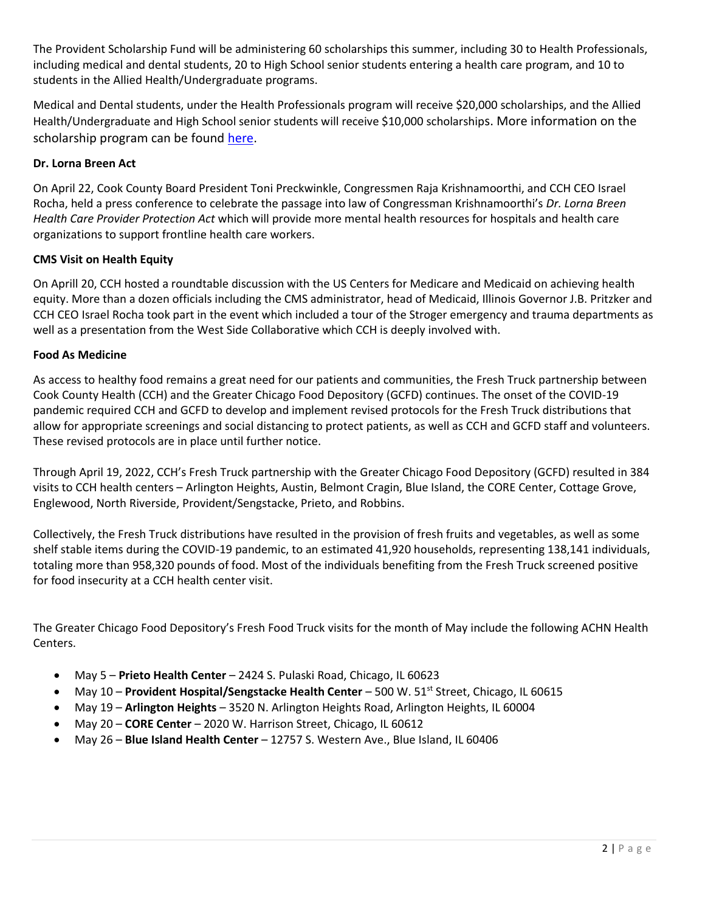The Provident Scholarship Fund will be administering 60 scholarships this summer, including 30 to Health Professionals, including medical and dental students, 20 to High School senior students entering a health care program, and 10 to students in the Allied Health/Undergraduate programs.

Medical and Dental students, under the Health Professionals program will receive $20,000 scholarships, and the Allied Health/Undergraduate and High School senior students will receive $10,000 scholarships. More information on the scholarship program can be found [here](#).

**Dr. Lorna Breen Act**

On April 22, Cook County Board President Toni Preckwinkle, Congressmen Raja Krishnamoorthi, and CCH CEO Israel Rocha, held a press conference to celebrate the passage into law of Congressman Krishnamoorthi's *Dr. Lorna Breen Health Care Provider Protection Act* which will provide more mental health resources for hospitals and health care organizations to support frontline health care workers.

**CMS Visit on Health Equity**

On Aprill 20, CCH hosted a roundtable discussion with the US Centers for Medicare and Medicaid on achieving health equity. More than a dozen officials including the CMS administrator, head of Medicaid, Illinois Governor J.B. Pritzker and CCH CEO Israel Rocha took part in the event which included a tour of the Stroger emergency and trauma departments as well as a presentation from the West Side Collaborative which CCH is deeply involved with.

**Food As Medicine**

As access to healthy food remains a great need for our patients and communities, the Fresh Truck partnership between Cook County Health (CCH) and the Greater Chicago Food Depository (GCFD) continues. The onset of the COVID-19 pandemic required CCH and GCFD to develop and implement revised protocols for the Fresh Truck distributions that allow for appropriate screenings and social distancing to protect patients, as well as CCH and GCFD staff and volunteers. These revised protocols are in place until further notice.

Through April 19, 2022, CCH's Fresh Truck partnership with the Greater Chicago Food Depository (GCFD) resulted in 384 visits to CCH health centers – Arlington Heights, Austin, Belmont Cragin, Blue Island, the CORE Center, Cottage Grove, Englewood, North Riverside, Provident/Sengstacke, Prieto, and Robbins.

Collectively, the Fresh Truck distributions have resulted in the provision of fresh fruits and vegetables, as well as some shelf stable items during the COVID-19 pandemic, to an estimated 41,920 households, representing 138,141 individuals, totaling more than 958,320 pounds of food. Most of the individuals benefiting from the Fresh Truck screened positive for food insecurity at a CCH health center visit.

The Greater Chicago Food Depository's Fresh Food Truck visits for the month of May include the following ACHN Health Centers.

- May 5 – **Prieto Health Center** – 2424 S. Pulaski Road, Chicago, IL 60623
- May 10 – **Provident Hospital/Sengstacke Health Center** – 500 W. 51st Street, Chicago, IL 60615
- May 19 – **Arlington Heights** – 3520 N. Arlington Heights Road, Arlington Heights, IL 60004
- May 20 – **CORE Center** – 2020 W. Harrison Street, Chicago, IL 60612
- May 26 – **Blue Island Health Center** – 12757 S. Western Ave., Blue Island, IL 60406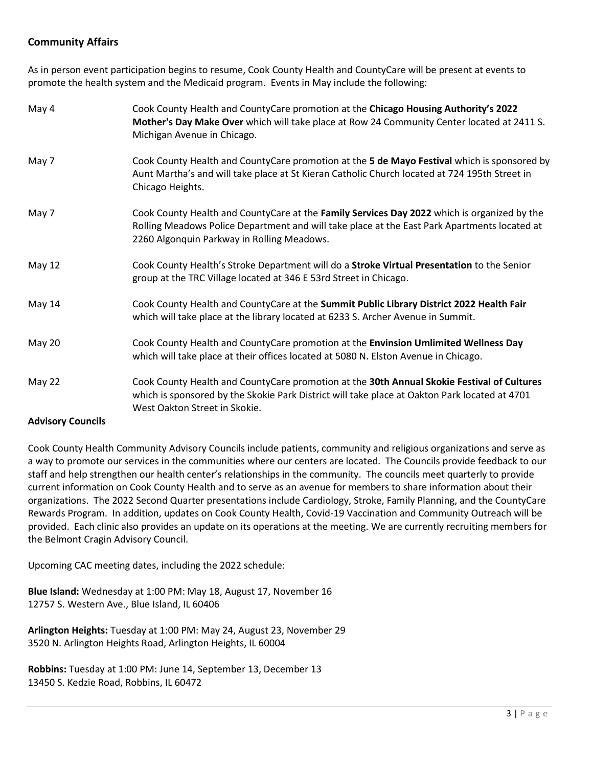## Community Affairs

As in person event participation begins to resume, Cook County Health and CountyCare will be present at events to promote the health system and the Medicaid program. Events in May include the following:

| | |
|---|---|
| May 4 | Cook County Health and CountyCare promotion at the **Chicago Housing Authority's 2022 Mother's Day Make Over** which will take place at Row 24 Community Center located at 2411 S. Michigan Avenue in Chicago. |
| May 7 | Cook County Health and CountyCare promotion at the **5 de Mayo Festival** which is sponsored by Aunt Martha's and will take place at St Kieran Catholic Church located at 724 195th Street in Chicago Heights. |
| May 7 | Cook County Health and CountyCare at the **Family Services Day 2022** which is organized by the Rolling Meadows Police Department and will take place at the East Park Apartments located at 2260 Algonquin Parkway in Rolling Meadows. |
| May 12 | Cook County Health's Stroke Department will do a **Stroke Virtual Presentation** to the Senior group at the TRC Village located at 346 E 53rd Street in Chicago. |
| May 14 | Cook County Health and CountyCare at the **Summit Public Library District 2022 Health Fair** which will take place at the library located at 6233 S. Archer Avenue in Summit. |
| May 20 | Cook County Health and CountyCare promotion at the **Envinsion Umlimited Wellness Day** which will take place at their offices located at 5080 N. Elston Avenue in Chicago. |
| May 22 | Cook County Health and CountyCare promotion at the **30th Annual Skokie Festival of Cultures** which is sponsored by the Skokie Park District will take place at Oakton Park located at 4701 West Oakton Street in Skokie. |

## Advisory Councils

Cook County Health Community Advisory Councils include patients, community and religious organizations and serve as a way to promote our services in the communities where our centers are located. The Councils provide feedback to our staff and help strengthen our health center's relationships in the community. The councils meet quarterly to provide current information on Cook County Health and to serve as an avenue for members to share information about their organizations. The 2022 Second Quarter presentations include Cardiology, Stroke, Family Planning, and the CountyCare Rewards Program. In addition, updates on Cook County Health, Covid-19 Vaccination and Community Outreach will be provided. Each clinic also provides an update on its operations at the meeting. We are currently recruiting members for the Belmont Cragin Advisory Council.

Upcoming CAC meeting dates, including the 2022 schedule:

**Blue Island:** Wednesday at 1:00 PM: May 18, August 17, November 16
12757 S. Western Ave., Blue Island, IL 60406

**Arlington Heights:** Tuesday at 1:00 PM: May 24, August 23, November 29
3520 N. Arlington Heights Road, Arlington Heights, IL 60004

**Robbins:** Tuesday at 1:00 PM: June 14, September 13, December 13
13450 S. Kedzie Road, Robbins, IL 60472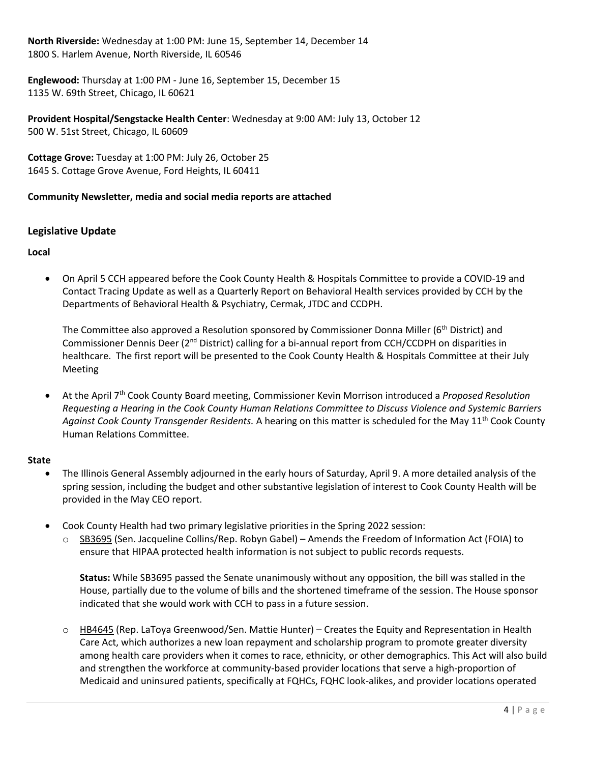**North Riverside:** Wednesday at 1:00 PM: June 15, September 14, December 14
1800 S. Harlem Avenue, North Riverside, IL 60546

**Englewood:** Thursday at 1:00 PM - June 16, September 15, December 15
1135 W. 69th Street, Chicago, IL 60621

**Provident Hospital/Sengstacke Health Center**: Wednesday at 9:00 AM: July 13, October 12
500 W. 51st Street, Chicago, IL 60609

**Cottage Grove:** Tuesday at 1:00 PM: July 26, October 25
1645 S. Cottage Grove Avenue, Ford Heights, IL 60411

**Community Newsletter, media and social media reports are attached**

## Legislative Update

**Local**

- On April 5 CCH appeared before the Cook County Health & Hospitals Committee to provide a COVID-19 and Contact Tracing Update as well as a Quarterly Report on Behavioral Health services provided by CCH by the Departments of Behavioral Health & Psychiatry, Cermak, JTDC and CCDPH.

  The Committee also approved a Resolution sponsored by Commissioner Donna Miller (6th District) and Commissioner Dennis Deer (2nd District) calling for a bi-annual report from CCH/CCDPH on disparities in healthcare. The first report will be presented to the Cook County Health & Hospitals Committee at their July Meeting

- At the April 7th Cook County Board meeting, Commissioner Kevin Morrison introduced a *Proposed Resolution Requesting a Hearing in the Cook County Human Relations Committee to Discuss Violence and Systemic Barriers Against Cook County Transgender Residents.* A hearing on this matter is scheduled for the May 11th Cook County Human Relations Committee.

**State**

- The Illinois General Assembly adjourned in the early hours of Saturday, April 9. A more detailed analysis of the spring session, including the budget and other substantive legislation of interest to Cook County Health will be provided in the May CEO report.

- Cook County Health had two primary legislative priorities in the Spring 2022 session:
  - SB3695 (Sen. Jacqueline Collins/Rep. Robyn Gabel) – Amends the Freedom of Information Act (FOIA) to ensure that HIPAA protected health information is not subject to public records requests.

    **Status:** While SB3695 passed the Senate unanimously without any opposition, the bill was stalled in the House, partially due to the volume of bills and the shortened timeframe of the session. The House sponsor indicated that she would work with CCH to pass in a future session.

  - HB4645 (Rep. LaToya Greenwood/Sen. Mattie Hunter) – Creates the Equity and Representation in Health Care Act, which authorizes a new loan repayment and scholarship program to promote greater diversity among health care providers when it comes to race, ethnicity, or other demographics. This Act will also build and strengthen the workforce at community-based provider locations that serve a high-proportion of Medicaid and uninsured patients, specifically at FQHCs, FQHC look-alikes, and provider locations operated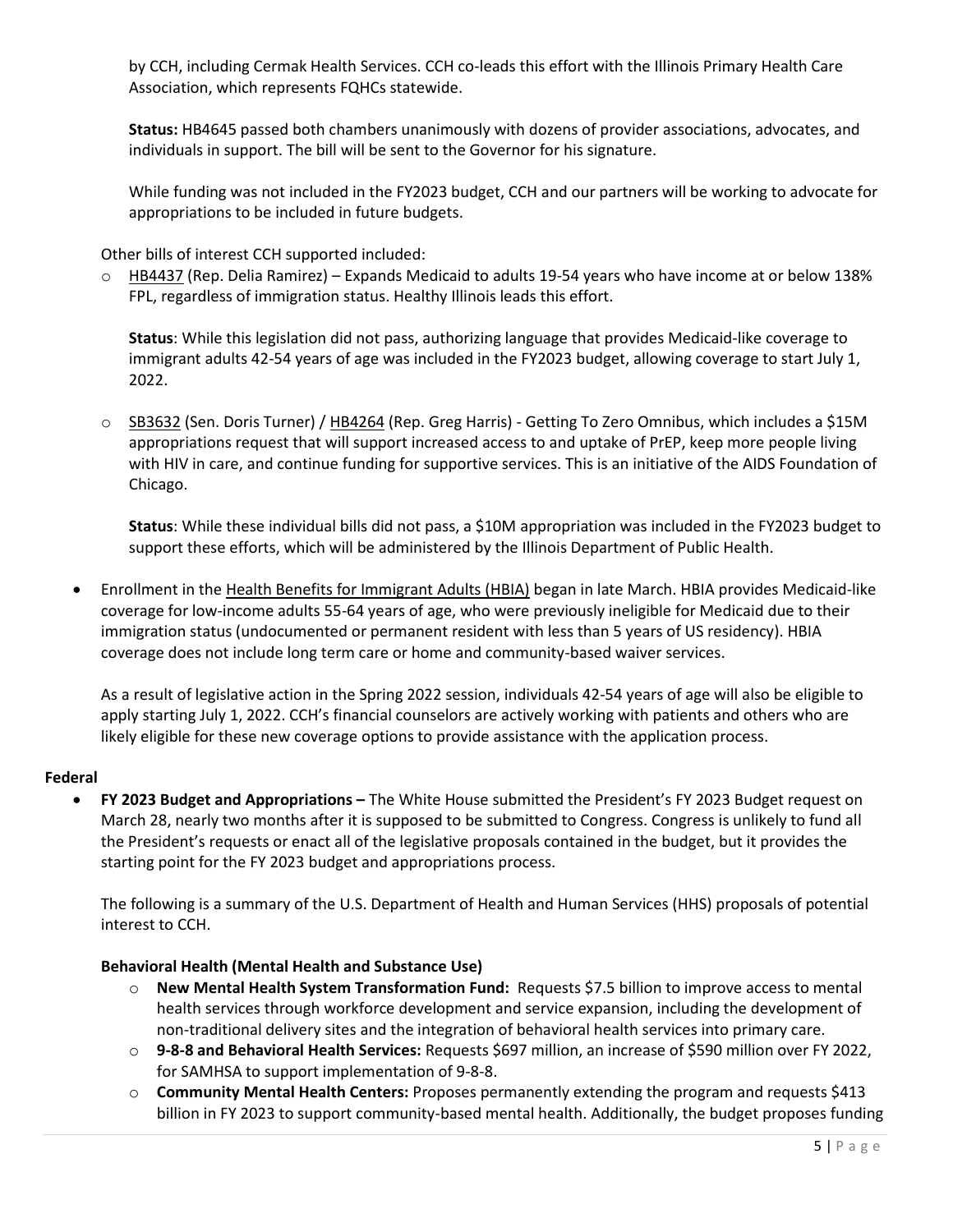by CCH, including Cermak Health Services. CCH co-leads this effort with the Illinois Primary Health Care Association, which represents FQHCs statewide.

**Status:** HB4645 passed both chambers unanimously with dozens of provider associations, advocates, and individuals in support. The bill will be sent to the Governor for his signature.

While funding was not included in the FY2023 budget, CCH and our partners will be working to advocate for appropriations to be included in future budgets.

Other bills of interest CCH supported included:

- HB4437 (Rep. Delia Ramirez) – Expands Medicaid to adults 19-54 years who have income at or below 138% FPL, regardless of immigration status. Healthy Illinois leads this effort.

  **Status**: While this legislation did not pass, authorizing language that provides Medicaid-like coverage to immigrant adults 42-54 years of age was included in the FY2023 budget, allowing coverage to start July 1, 2022.

- SB3632 (Sen. Doris Turner) / HB4264 (Rep. Greg Harris) - Getting To Zero Omnibus, which includes a $15M appropriations request that will support increased access to and uptake of PrEP, keep more people living with HIV in care, and continue funding for supportive services. This is an initiative of the AIDS Foundation of Chicago.

  **Status**: While these individual bills did not pass, a $10M appropriation was included in the FY2023 budget to support these efforts, which will be administered by the Illinois Department of Public Health.

- Enrollment in the Health Benefits for Immigrant Adults (HBIA) began in late March. HBIA provides Medicaid-like coverage for low-income adults 55-64 years of age, who were previously ineligible for Medicaid due to their immigration status (undocumented or permanent resident with less than 5 years of US residency). HBIA coverage does not include long term care or home and community-based waiver services.

  As a result of legislative action in the Spring 2022 session, individuals 42-54 years of age will also be eligible to apply starting July 1, 2022. CCH's financial counselors are actively working with patients and others who are likely eligible for these new coverage options to provide assistance with the application process.

**Federal**

- **FY 2023 Budget and Appropriations –** The White House submitted the President's FY 2023 Budget request on March 28, nearly two months after it is supposed to be submitted to Congress. Congress is unlikely to fund all the President's requests or enact all of the legislative proposals contained in the budget, but it provides the starting point for the FY 2023 budget and appropriations process.

  The following is a summary of the U.S. Department of Health and Human Services (HHS) proposals of potential interest to CCH.

  **Behavioral Health (Mental Health and Substance Use)**

  - **New Mental Health System Transformation Fund:** Requests $7.5 billion to improve access to mental health services through workforce development and service expansion, including the development of non-traditional delivery sites and the integration of behavioral health services into primary care.
  - **9-8-8 and Behavioral Health Services:** Requests $697 million, an increase of $590 million over FY 2022, for SAMHSA to support implementation of 9-8-8.
  - **Community Mental Health Centers:** Proposes permanently extending the program and requests $413 billion in FY 2023 to support community-based mental health. Additionally, the budget proposes funding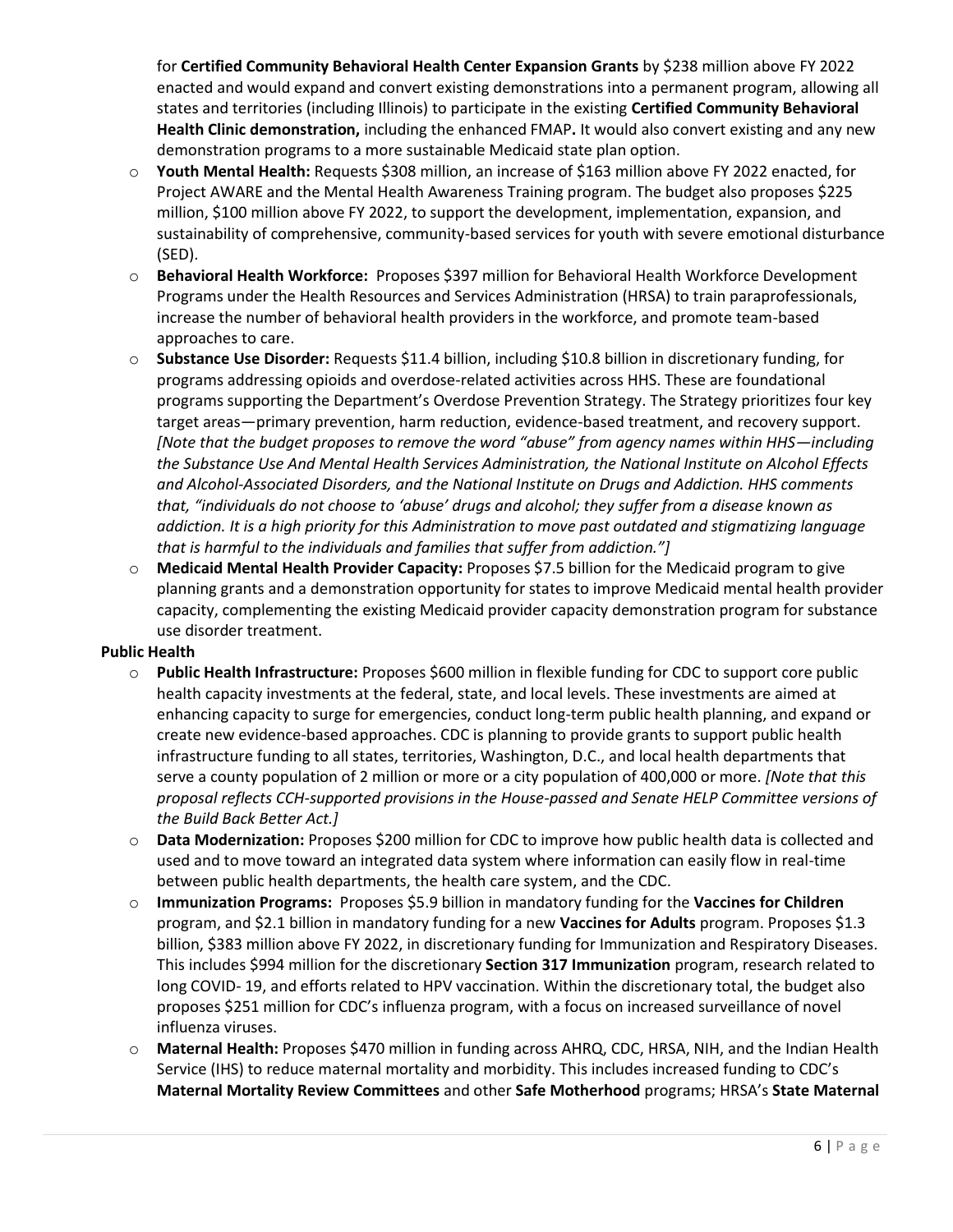for **Certified Community Behavioral Health Center Expansion Grants** by $238 million above FY 2022 enacted and would expand and convert existing demonstrations into a permanent program, allowing all states and territories (including Illinois) to participate in the existing **Certified Community Behavioral Health Clinic demonstration,** including the enhanced FMAP**.** It would also convert existing and any new demonstration programs to a more sustainable Medicaid state plan option.

- **Youth Mental Health:** Requests $308 million, an increase of $163 million above FY 2022 enacted, for Project AWARE and the Mental Health Awareness Training program. The budget also proposes $225 million, $100 million above FY 2022, to support the development, implementation, expansion, and sustainability of comprehensive, community-based services for youth with severe emotional disturbance (SED).
- **Behavioral Health Workforce:** Proposes $397 million for Behavioral Health Workforce Development Programs under the Health Resources and Services Administration (HRSA) to train paraprofessionals, increase the number of behavioral health providers in the workforce, and promote team-based approaches to care.
- **Substance Use Disorder:** Requests $11.4 billion, including $10.8 billion in discretionary funding, for programs addressing opioids and overdose-related activities across HHS. These are foundational programs supporting the Department's Overdose Prevention Strategy. The Strategy prioritizes four key target areas—primary prevention, harm reduction, evidence-based treatment, and recovery support. *[Note that the budget proposes to remove the word "abuse" from agency names within HHS—including the Substance Use And Mental Health Services Administration, the National Institute on Alcohol Effects and Alcohol-Associated Disorders, and the National Institute on Drugs and Addiction. HHS comments that, "individuals do not choose to 'abuse' drugs and alcohol; they suffer from a disease known as addiction. It is a high priority for this Administration to move past outdated and stigmatizing language that is harmful to the individuals and families that suffer from addiction."]*
- **Medicaid Mental Health Provider Capacity:** Proposes $7.5 billion for the Medicaid program to give planning grants and a demonstration opportunity for states to improve Medicaid mental health provider capacity, complementing the existing Medicaid provider capacity demonstration program for substance use disorder treatment.

**Public Health**

- **Public Health Infrastructure:** Proposes $600 million in flexible funding for CDC to support core public health capacity investments at the federal, state, and local levels. These investments are aimed at enhancing capacity to surge for emergencies, conduct long-term public health planning, and expand or create new evidence-based approaches. CDC is planning to provide grants to support public health infrastructure funding to all states, territories, Washington, D.C., and local health departments that serve a county population of 2 million or more or a city population of 400,000 or more. *[Note that this proposal reflects CCH-supported provisions in the House-passed and Senate HELP Committee versions of the Build Back Better Act.]*
- **Data Modernization:** Proposes $200 million for CDC to improve how public health data is collected and used and to move toward an integrated data system where information can easily flow in real-time between public health departments, the health care system, and the CDC.
- **Immunization Programs:** Proposes $5.9 billion in mandatory funding for the **Vaccines for Children** program, and $2.1 billion in mandatory funding for a new **Vaccines for Adults** program. Proposes $1.3 billion, $383 million above FY 2022, in discretionary funding for Immunization and Respiratory Diseases. This includes $994 million for the discretionary **Section 317 Immunization** program, research related to long COVID- 19, and efforts related to HPV vaccination. Within the discretionary total, the budget also proposes $251 million for CDC's influenza program, with a focus on increased surveillance of novel influenza viruses.
- **Maternal Health:** Proposes $470 million in funding across AHRQ, CDC, HRSA, NIH, and the Indian Health Service (IHS) to reduce maternal mortality and morbidity. This includes increased funding to CDC's **Maternal Mortality Review Committees** and other **Safe Motherhood** programs; HRSA's **State Maternal**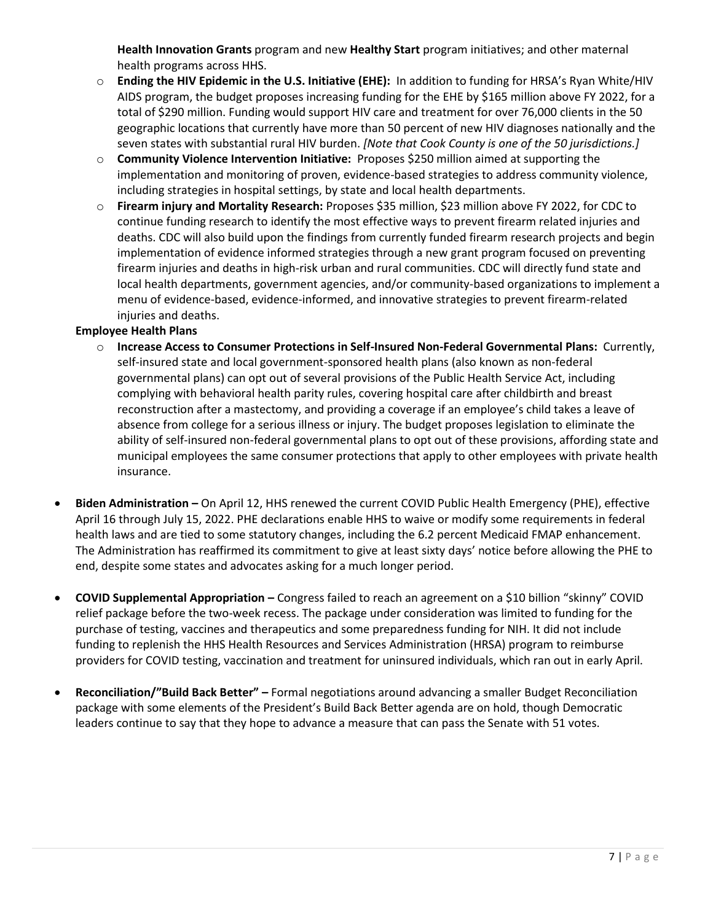- **Health Innovation Grants** program and new **Healthy Start** program initiatives; and other maternal health programs across HHS.
- **Ending the HIV Epidemic in the U.S. Initiative (EHE):** In addition to funding for HRSA's Ryan White/HIV AIDS program, the budget proposes increasing funding for the EHE by $165 million above FY 2022, for a total of $290 million. Funding would support HIV care and treatment for over 76,000 clients in the 50 geographic locations that currently have more than 50 percent of new HIV diagnoses nationally and the seven states with substantial rural HIV burden. *[Note that Cook County is one of the 50 jurisdictions.]*
- **Community Violence Intervention Initiative:** Proposes $250 million aimed at supporting the implementation and monitoring of proven, evidence-based strategies to address community violence, including strategies in hospital settings, by state and local health departments.
- **Firearm injury and Mortality Research:** Proposes $35 million, $23 million above FY 2022, for CDC to continue funding research to identify the most effective ways to prevent firearm related injuries and deaths. CDC will also build upon the findings from currently funded firearm research projects and begin implementation of evidence informed strategies through a new grant program focused on preventing firearm injuries and deaths in high-risk urban and rural communities. CDC will directly fund state and local health departments, government agencies, and/or community-based organizations to implement a menu of evidence-based, evidence-informed, and innovative strategies to prevent firearm-related injuries and deaths.

**Employee Health Plans**

- **Increase Access to Consumer Protections in Self-Insured Non-Federal Governmental Plans:** Currently, self-insured state and local government-sponsored health plans (also known as non-federal governmental plans) can opt out of several provisions of the Public Health Service Act, including complying with behavioral health parity rules, covering hospital care after childbirth and breast reconstruction after a mastectomy, and providing a coverage if an employee's child takes a leave of absence from college for a serious illness or injury. The budget proposes legislation to eliminate the ability of self-insured non-federal governmental plans to opt out of these provisions, affording state and municipal employees the same consumer protections that apply to other employees with private health insurance.

- **Biden Administration –** On April 12, HHS renewed the current COVID Public Health Emergency (PHE), effective April 16 through July 15, 2022. PHE declarations enable HHS to waive or modify some requirements in federal health laws and are tied to some statutory changes, including the 6.2 percent Medicaid FMAP enhancement. The Administration has reaffirmed its commitment to give at least sixty days' notice before allowing the PHE to end, despite some states and advocates asking for a much longer period.

- **COVID Supplemental Appropriation –** Congress failed to reach an agreement on a $10 billion "skinny" COVID relief package before the two-week recess. The package under consideration was limited to funding for the purchase of testing, vaccines and therapeutics and some preparedness funding for NIH. It did not include funding to replenish the HHS Health Resources and Services Administration (HRSA) program to reimburse providers for COVID testing, vaccination and treatment for uninsured individuals, which ran out in early April.

- **Reconciliation/"Build Back Better" –** Formal negotiations around advancing a smaller Budget Reconciliation package with some elements of the President's Build Back Better agenda are on hold, though Democratic leaders continue to say that they hope to advance a measure that can pass the Senate with 51 votes.